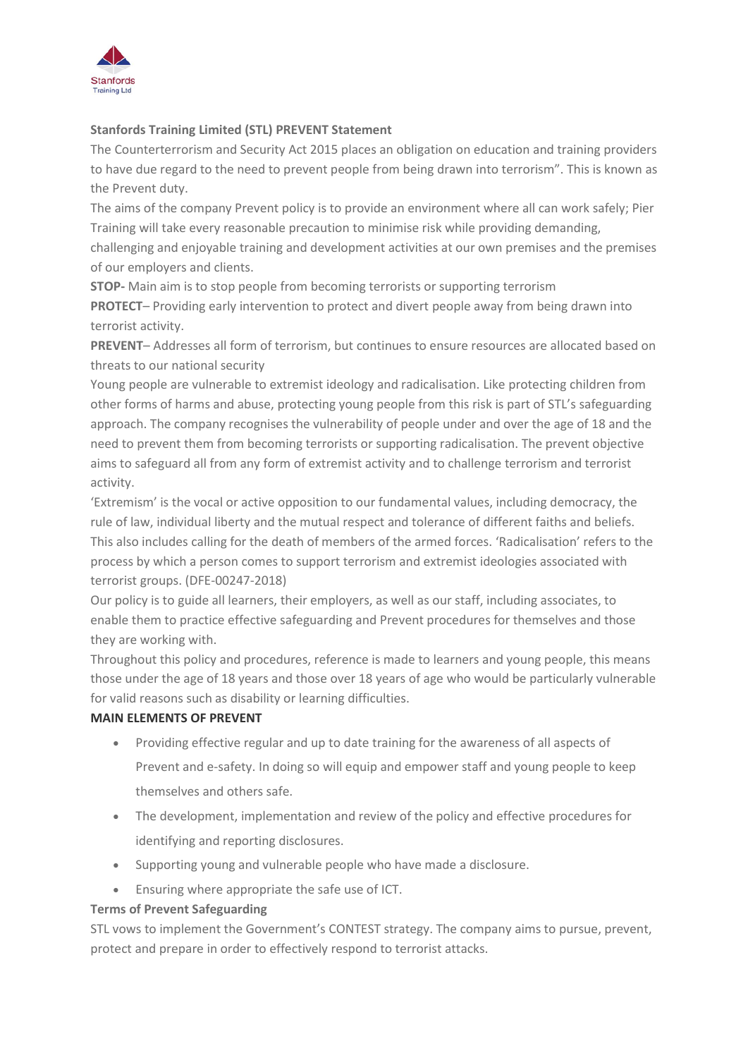**Stanfords Training Limited (STL) PREVENT Statement**

The Counterterrorism and Security Act 2015 places an obligation on education and training providers to have due regard to the need to prevent people from being drawn into terrorism". This is known as the Prevent duty.

The aims of the company Prevent policy is to provide an environment where all can work safely; Pier Training will take every reasonable precaution to minimise risk while providing demanding, challenging and enjoyable training and development activities at our own premises and the premises of our employers and clients.

**STOP-** Main aim is to stop people from becoming terrorists or supporting terrorism

**PROTECT**– Providing early intervention to protect and divert people away from being drawn into terrorist activity.

**PREVENT**– Addresses all form of terrorism, but continues to ensure resources are allocated based on threats to our national security

Young people are vulnerable to extremist ideology and radicalisation. Like protecting children from other forms of harms and abuse, protecting young people from this risk is part of STL's safeguarding approach. The company recognises the vulnerability of people under and over the age of 18 and the need to prevent them from becoming terrorists or supporting radicalisation. The prevent objective aims to safeguard all from any form of extremist activity and to challenge terrorism and terrorist activity.

'Extremism' is the vocal or active opposition to our fundamental values, including democracy, the rule of law, individual liberty and the mutual respect and tolerance of different faiths and beliefs. This also includes calling for the death of members of the armed forces. 'Radicalisation' refers to the process by which a person comes to support terrorism and extremist ideologies associated with terrorist groups. (DFE-00247-2018)

Our policy is to guide all learners, their employers, as well as our staff, including associates, to enable them to practice effective safeguarding and Prevent procedures for themselves and those they are working with.

Throughout this policy and procedures, reference is made to learners and young people, this means those under the age of 18 years and those over 18 years of age who would be particularly vulnerable for valid reasons such as disability or learning difficulties.

**MAIN ELEMENTS OF PREVENT**

- Providing effective regular and up to date training for the awareness of all aspects of Prevent and e-safety. In doing so will equip and empower staff and young people to keep themselves and others safe.
- The development, implementation and review of the policy and effective procedures for identifying and reporting disclosures.
- Supporting young and vulnerable people who have made a disclosure.
- Ensuring where appropriate the safe use of ICT.

**Terms of Prevent Safeguarding**

STL vows to implement the Government's CONTEST strategy. The company aims to pursue, prevent, protect and prepare in order to effectively respond to terrorist attacks.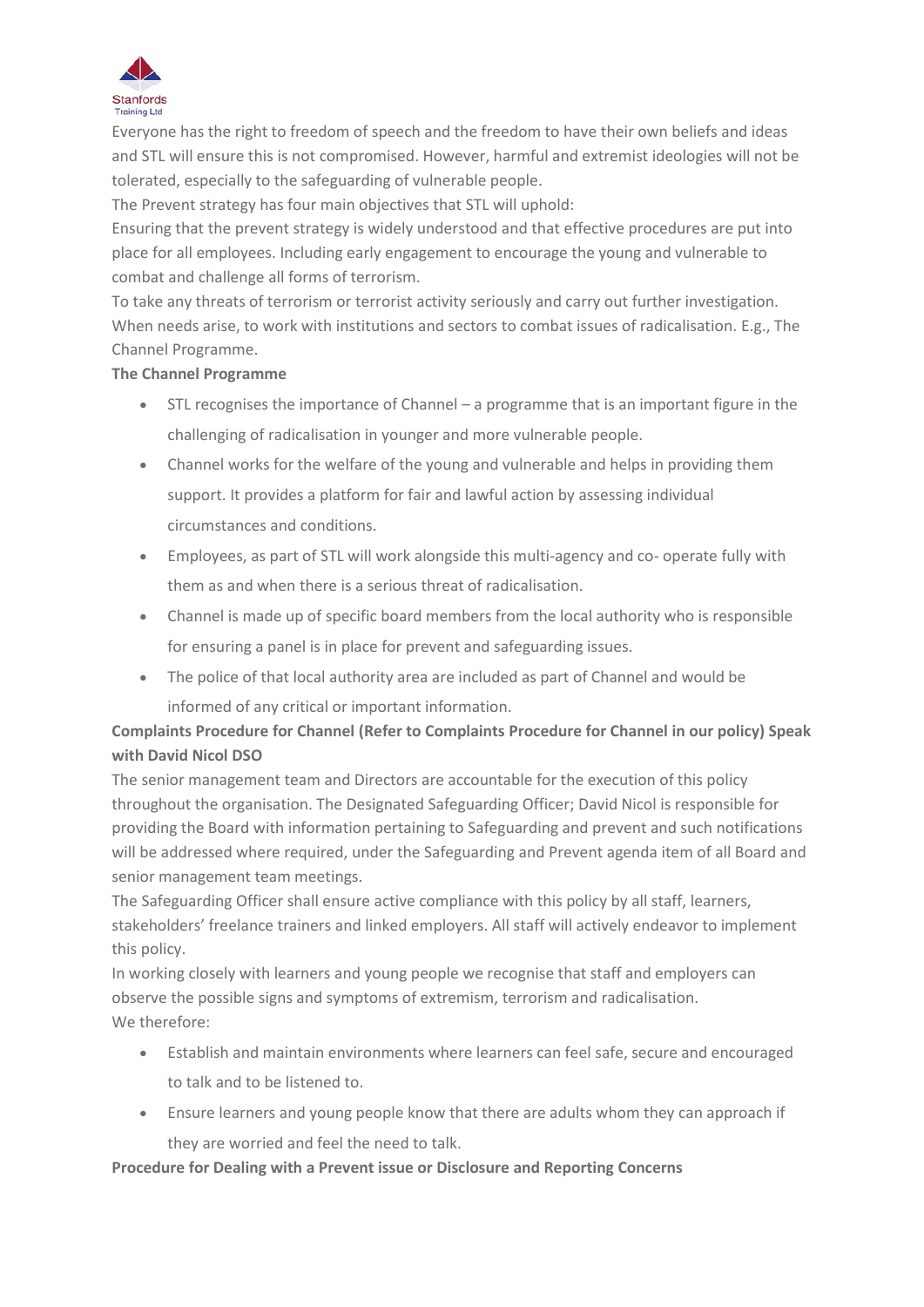Everyone has the right to freedom of speech and the freedom to have their own beliefs and ideas and STL will ensure this is not compromised. However, harmful and extremist ideologies will not be tolerated, especially to the safeguarding of vulnerable people.

The Prevent strategy has four main objectives that STL will uphold:

Ensuring that the prevent strategy is widely understood and that effective procedures are put into place for all employees. Including early engagement to encourage the young and vulnerable to combat and challenge all forms of terrorism.

To take any threats of terrorism or terrorist activity seriously and carry out further investigation.

When needs arise, to work with institutions and sectors to combat issues of radicalisation. E.g., The Channel Programme.

**The Channel Programme**

- STL recognises the importance of Channel – a programme that is an important figure in the challenging of radicalisation in younger and more vulnerable people.
- Channel works for the welfare of the young and vulnerable and helps in providing them support. It provides a platform for fair and lawful action by assessing individual circumstances and conditions.
- Employees, as part of STL will work alongside this multi-agency and co- operate fully with them as and when there is a serious threat of radicalisation.
- Channel is made up of specific board members from the local authority who is responsible for ensuring a panel is in place for prevent and safeguarding issues.
- The police of that local authority area are included as part of Channel and would be informed of any critical or important information.

**Complaints Procedure for Channel (Refer to Complaints Procedure for Channel in our policy) Speak with David Nicol DSO**

The senior management team and Directors are accountable for the execution of this policy throughout the organisation. The Designated Safeguarding Officer; David Nicol is responsible for providing the Board with information pertaining to Safeguarding and prevent and such notifications will be addressed where required, under the Safeguarding and Prevent agenda item of all Board and senior management team meetings.

The Safeguarding Officer shall ensure active compliance with this policy by all staff, learners, stakeholders' freelance trainers and linked employers. All staff will actively endeavor to implement this policy.

In working closely with learners and young people we recognise that staff and employers can observe the possible signs and symptoms of extremism, terrorism and radicalisation.

We therefore:

- Establish and maintain environments where learners can feel safe, secure and encouraged to talk and to be listened to.
- Ensure learners and young people know that there are adults whom they can approach if they are worried and feel the need to talk.

**Procedure for Dealing with a Prevent issue or Disclosure and Reporting Concerns**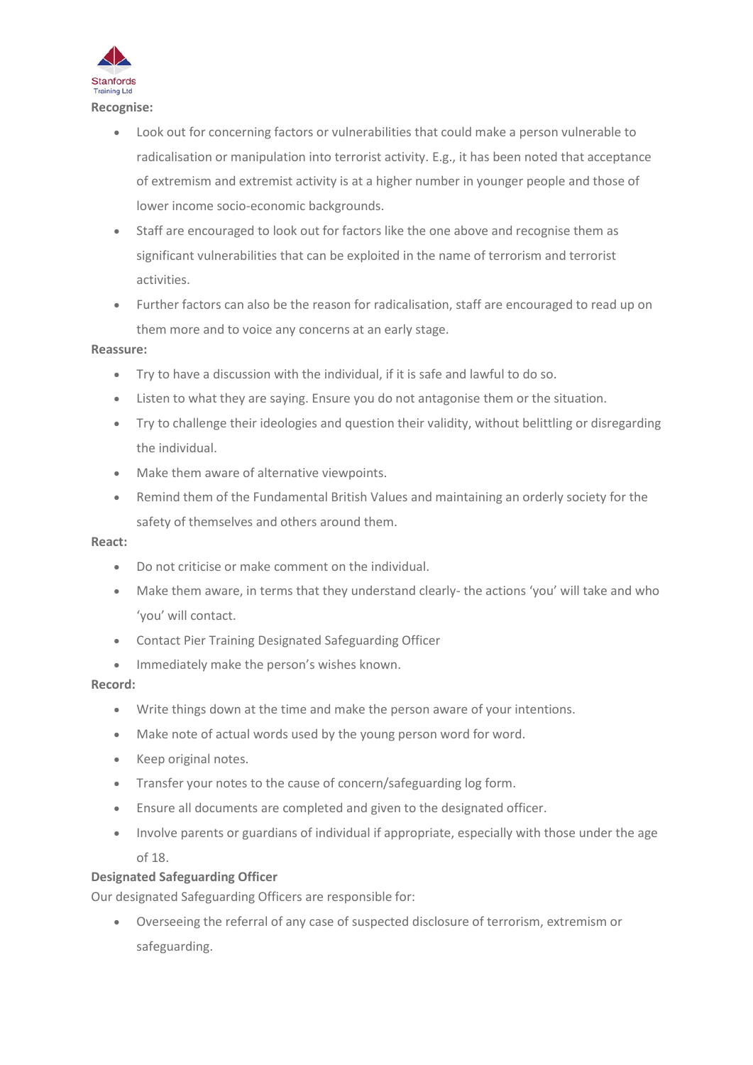**Recognise:**

- Look out for concerning factors or vulnerabilities that could make a person vulnerable to radicalisation or manipulation into terrorist activity. E.g., it has been noted that acceptance of extremism and extremist activity is at a higher number in younger people and those of lower income socio-economic backgrounds.
- Staff are encouraged to look out for factors like the one above and recognise them as significant vulnerabilities that can be exploited in the name of terrorism and terrorist activities.
- Further factors can also be the reason for radicalisation, staff are encouraged to read up on them more and to voice any concerns at an early stage.

**Reassure:**

- Try to have a discussion with the individual, if it is safe and lawful to do so.
- Listen to what they are saying. Ensure you do not antagonise them or the situation.
- Try to challenge their ideologies and question their validity, without belittling or disregarding the individual.
- Make them aware of alternative viewpoints.
- Remind them of the Fundamental British Values and maintaining an orderly society for the safety of themselves and others around them.

**React:**

- Do not criticise or make comment on the individual.
- Make them aware, in terms that they understand clearly- the actions 'you' will take and who 'you' will contact.
- Contact Pier Training Designated Safeguarding Officer
- Immediately make the person's wishes known.

**Record:**

- Write things down at the time and make the person aware of your intentions.
- Make note of actual words used by the young person word for word.
- Keep original notes.
- Transfer your notes to the cause of concern/safeguarding log form.
- Ensure all documents are completed and given to the designated officer.
- Involve parents or guardians of individual if appropriate, especially with those under the age of 18.

**Designated Safeguarding Officer**

Our designated Safeguarding Officers are responsible for:

- Overseeing the referral of any case of suspected disclosure of terrorism, extremism or safeguarding.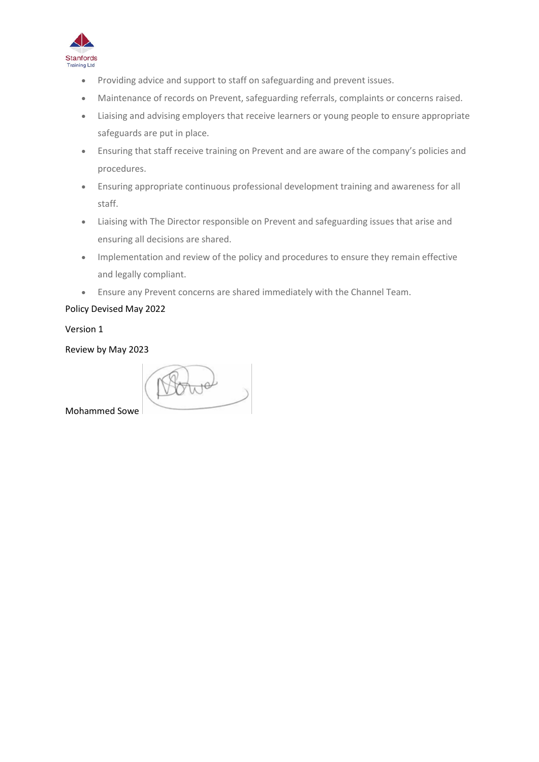- Providing advice and support to staff on safeguarding and prevent issues.
- Maintenance of records on Prevent, safeguarding referrals, complaints or concerns raised.
- Liaising and advising employers that receive learners or young people to ensure appropriate safeguards are put in place.
- Ensuring that staff receive training on Prevent and are aware of the company's policies and procedures.
- Ensuring appropriate continuous professional development training and awareness for all staff.
- Liaising with The Director responsible on Prevent and safeguarding issues that arise and ensuring all decisions are shared.
- Implementation and review of the policy and procedures to ensure they remain effective and legally compliant.
- Ensure any Prevent concerns are shared immediately with the Channel Team.

Policy Devised May 2022

Version 1

Review by May 2023

Mohammed Sowe